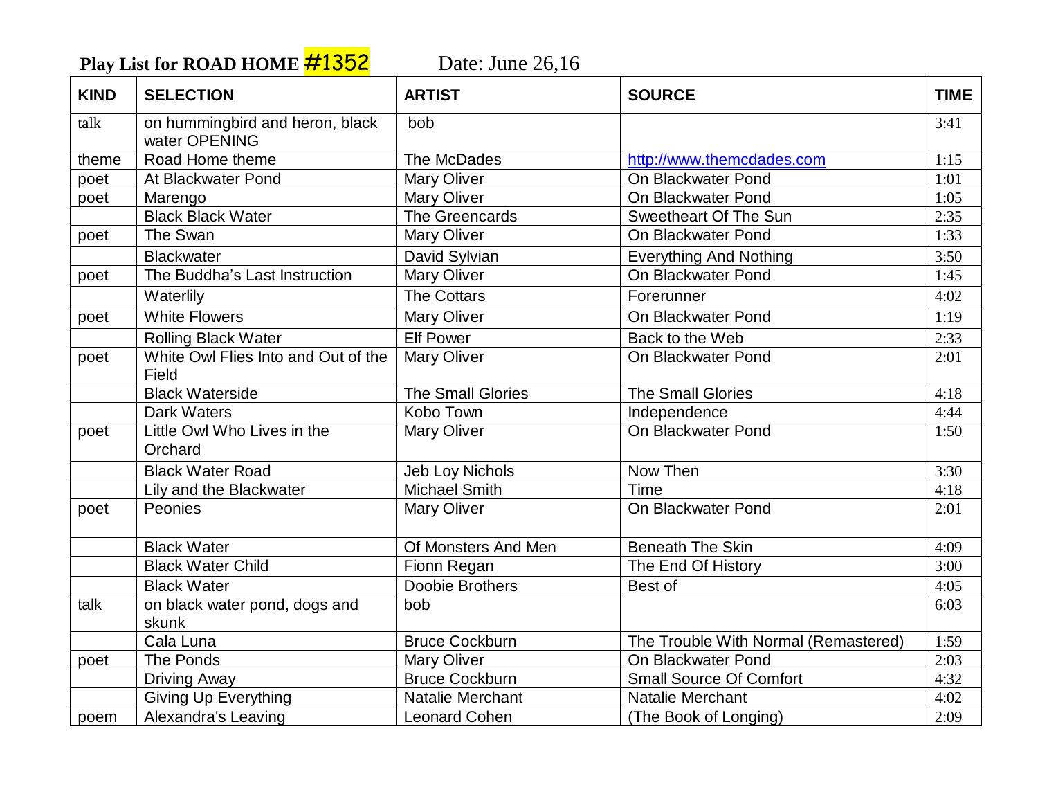**Play List for ROAD HOME #1352** Date: June 26,16

| KIND | SELECTION | ARTIST | SOURCE | TIME |
|---|---|---|---|---|
| talk | on hummingbird and heron, black water OPENING | bob | | 3:41 |
| theme | Road Home theme | The McDades | http://www.themcdades.com | 1:15 |
| poet | At Blackwater Pond | Mary Oliver | On Blackwater Pond | 1:01 |
| poet | Marengo | Mary Oliver | On Blackwater Pond | 1:05 |
| | Black Black Water | The Greencards | Sweetheart Of The Sun | 2:35 |
| poet | The Swan | Mary Oliver | On Blackwater Pond | 1:33 |
| | Blackwater | David Sylvian | Everything And Nothing | 3:50 |
| poet | The Buddha's Last Instruction | Mary Oliver | On Blackwater Pond | 1:45 |
| | Waterlily | The Cottars | Forerunner | 4:02 |
| poet | White Flowers | Mary Oliver | On Blackwater Pond | 1:19 |
| | Rolling Black Water | Elf Power | Back to the Web | 2:33 |
| poet | White Owl Flies Into and Out of the Field | Mary Oliver | On Blackwater Pond | 2:01 |
| | Black Waterside | The Small Glories | The Small Glories | 4:18 |
| | Dark Waters | Kobo Town | Independence | 4:44 |
| poet | Little Owl Who Lives in the Orchard | Mary Oliver | On Blackwater Pond | 1:50 |
| | Black Water Road | Jeb Loy Nichols | Now Then | 3:30 |
| | Lily and the Blackwater | Michael Smith | Time | 4:18 |
| poet | Peonies | Mary Oliver | On Blackwater Pond | 2:01 |
| | Black Water | Of Monsters And Men | Beneath The Skin | 4:09 |
| | Black Water Child | Fionn Regan | The End Of History | 3:00 |
| | Black Water | Doobie Brothers | Best of | 4:05 |
| talk | on black water pond, dogs and skunk | bob | | 6:03 |
| | Cala Luna | Bruce Cockburn | The Trouble With Normal (Remastered) | 1:59 |
| poet | The Ponds | Mary Oliver | On Blackwater Pond | 2:03 |
| | Driving Away | Bruce Cockburn | Small Source Of Comfort | 4:32 |
| | Giving Up Everything | Natalie Merchant | Natalie Merchant | 4:02 |
| poem | Alexandra's Leaving | Leonard Cohen | (The Book of Longing) | 2:09 |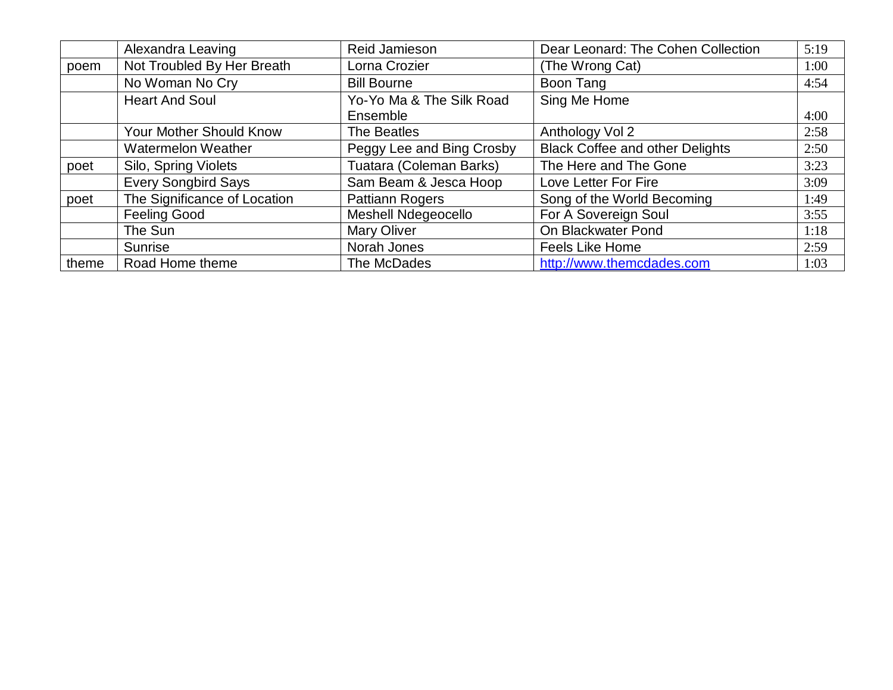| | | | | |
|---|---|---|---|---|
| | Alexandra Leaving | Reid Jamieson | Dear Leonard: The Cohen Collection | 5:19 |
| poem | Not Troubled By Her Breath | Lorna Crozier | (The Wrong Cat) | 1:00 |
| | No Woman No Cry | Bill Bourne | Boon Tang | 4:54 |
| | Heart And Soul | Yo-Yo Ma & The Silk Road Ensemble | Sing Me Home | 4:00 |
| | Your Mother Should Know | The Beatles | Anthology Vol 2 | 2:58 |
| | Watermelon Weather | Peggy Lee and Bing Crosby | Black Coffee and other Delights | 2:50 |
| poet | Silo, Spring Violets | Tuatara (Coleman Barks) | The Here and The Gone | 3:23 |
| | Every Songbird Says | Sam Beam & Jesca Hoop | Love Letter For Fire | 3:09 |
| poet | The Significance of Location | Pattiann Rogers | Song of the World Becoming | 1:49 |
| | Feeling Good | Meshell Ndegeocello | For A Sovereign Soul | 3:55 |
| | The Sun | Mary Oliver | On Blackwater Pond | 1:18 |
| | Sunrise | Norah Jones | Feels Like Home | 2:59 |
| theme | Road Home theme | The McDades | http://www.themcdades.com | 1:03 |